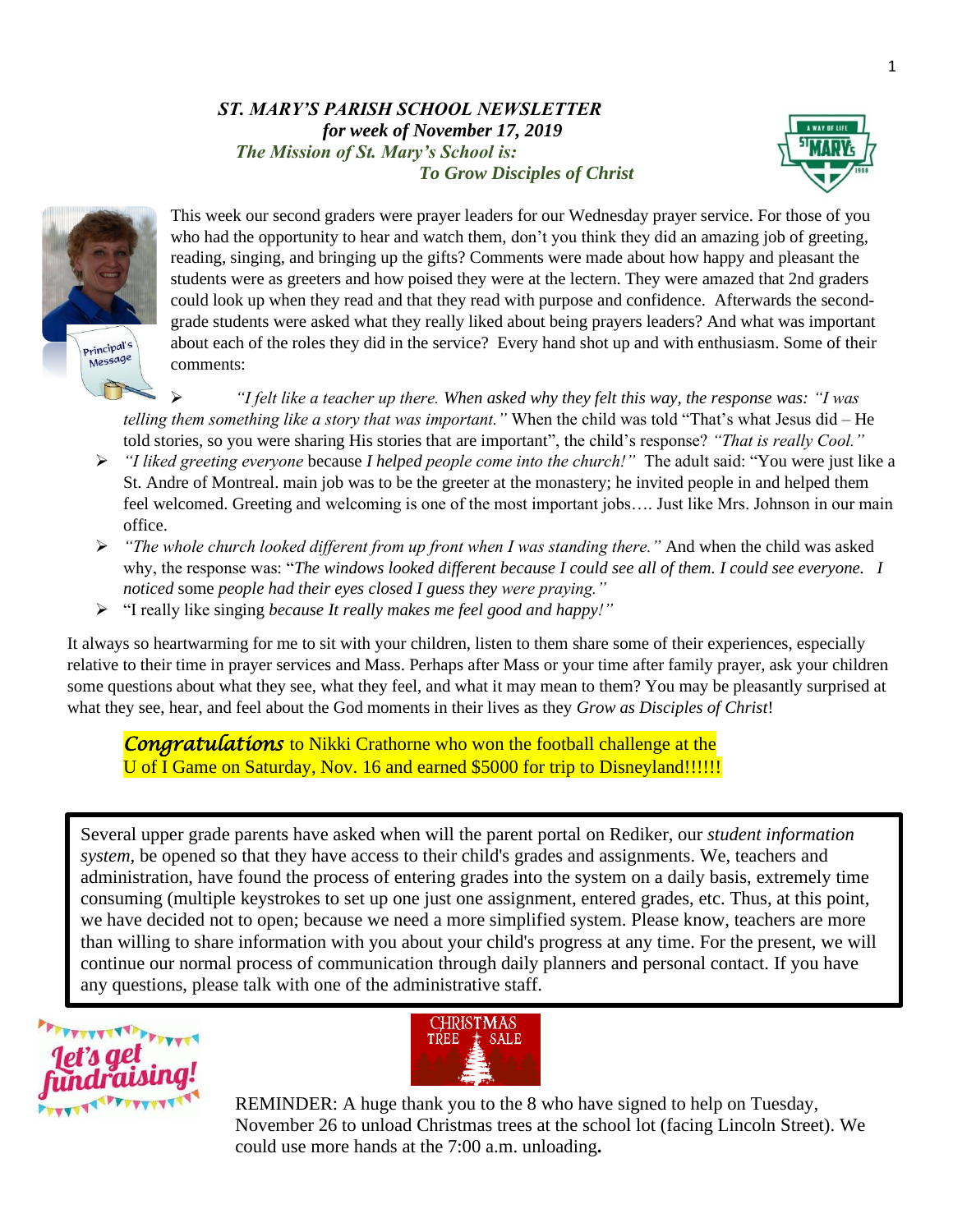***ST. MARY'S PARISH SCHOOL NEWSLETTER***
***for week of November 17, 2019***

***The Mission of St. Mary's School is:***
***To Grow Disciples of Christ***

Principal's Message

This week our second graders were prayer leaders for our Wednesday prayer service. For those of you who had the opportunity to hear and watch them, don't you think they did an amazing job of greeting, reading, singing, and bringing up the gifts? Comments were made about how happy and pleasant the students were as greeters and how poised they were at the lectern. They were amazed that 2nd graders could look up when they read and that they read with purpose and confidence. Afterwards the second-grade students were asked what they really liked about being prayers leaders? And what was important about each of the roles they did in the service? Every hand shot up and with enthusiasm. Some of their comments:

- *"I felt like a teacher up there. When asked why they felt this way, the response was: "I was telling them something like a story that was important."* When the child was told "That's what Jesus did – He told stories, so you were sharing His stories that are important", the child's response? *"That is really Cool."*
- *"I liked greeting everyone* because *I helped people come into the church!"* The adult said: "You were just like a St. Andre of Montreal. main job was to be the greeter at the monastery; he invited people in and helped them feel welcomed. Greeting and welcoming is one of the most important jobs…. Just like Mrs. Johnson in our main office.
- *"The whole church looked different from up front when I was standing there."* And when the child was asked why, the response was: "*The windows looked different because I could see all of them. I could see everyone. I noticed* some *people had their eyes closed I guess they were praying."*
- "I really like singing *because It really makes me feel good and happy!"*

It always so heartwarming for me to sit with your children, listen to them share some of their experiences, especially relative to their time in prayer services and Mass. Perhaps after Mass or your time after family prayer, ask your children some questions about what they see, what they feel, and what it may mean to them? You may be pleasantly surprised at what they see, hear, and feel about the God moments in their lives as they *Grow as Disciples of Christ*!

***Congratulations*** to Nikki Crathorne who won the football challenge at the U of I Game on Saturday, Nov. 16 and earned $5000 for trip to Disneyland!!!!!!

Several upper grade parents have asked when will the parent portal on Rediker, our *student information system*, be opened so that they have access to their child's grades and assignments. We, teachers and administration, have found the process of entering grades into the system on a daily basis, extremely time consuming (multiple keystrokes to set up one just one assignment, entered grades, etc. Thus, at this point, we have decided not to open; because we need a more simplified system. Please know, teachers are more than willing to share information with you about your child's progress at any time. For the present, we will continue our normal process of communication through daily planners and personal contact. If you have any questions, please talk with one of the administrative staff.

Let's get fundraising!

CHRISTMAS TREE SALE

REMINDER: A huge thank you to the 8 who have signed to help on Tuesday, November 26 to unload Christmas trees at the school lot (facing Lincoln Street). We could use more hands at the 7:00 a.m. unloading**.**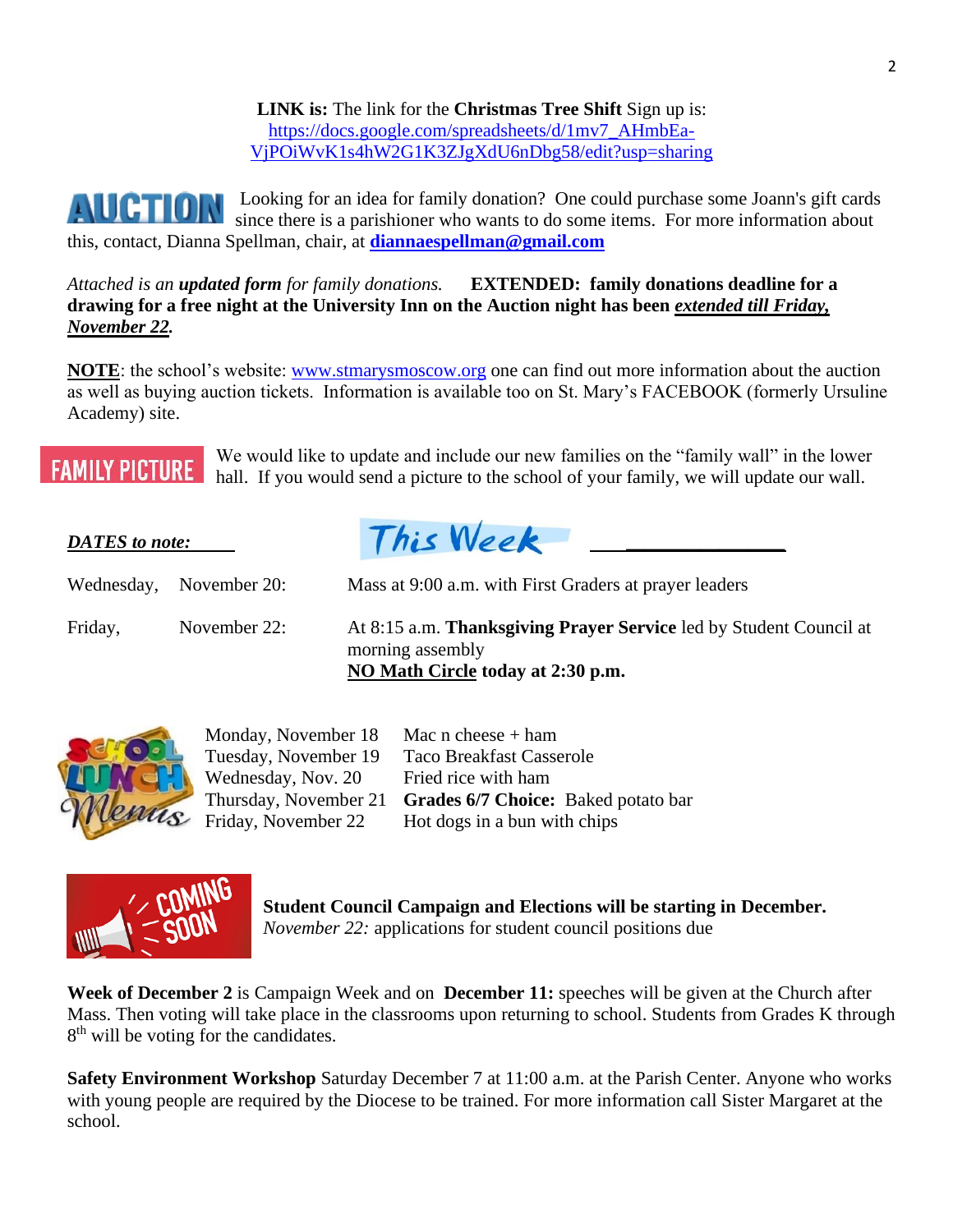**LINK is:** The link for the **Christmas Tree Shift** Sign up is: [https://docs.google.com/spreadsheets/d/1mv7_AHmbEa-VjPOiWvK1s4hW2G1K3ZJgXdU6nDbg58/edit?usp=sharing](https://docs.google.com/spreadsheets/d/1mv7_AHmbEa-VjPOiWvK1s4hW2G1K3ZJgXdU6nDbg58/edit?usp=sharing)

**AUCTION** Looking for an idea for family donation? One could purchase some Joann's gift cards since there is a parishioner who wants to do some items. For more information about this, contact, Dianna Spellman, chair, at **[diannaespellman@gmail.com](mailto:diannaespellman@gmail.com)**

*Attached is an **updated form** for family donations.* **EXTENDED: family donations deadline for a drawing for a free night at the University Inn on the Auction night has been *extended till Friday, November 22.***

**NOTE**: the school's website: [www.stmarysmoscow.org](http://www.stmarysmoscow.org) one can find out more information about the auction as well as buying auction tickets. Information is available too on St. Mary's FACEBOOK (formerly Ursuline Academy) site.

**FAMILY PICTURE** We would like to update and include our new families on the "family wall" in the lower hall. If you would send a picture to the school of your family, we will update our wall.

***DATES to note:*** This Week

| | | |
|---|---|---|
| Wednesday, | November 20: | Mass at 9:00 a.m. with First Graders at prayer leaders |
| Friday, | November 22: | At 8:15 a.m. **Thanksgiving Prayer Service** led by Student Council at morning assembly<br>**NO Math Circle today at 2:30 p.m.** |

**School Lunch Menus**

| | |
|---|---|
| Monday, November 18 | Mac n cheese + ham |
| Tuesday, November 19 | Taco Breakfast Casserole |
| Wednesday, Nov. 20 | Fried rice with ham |
| Thursday, November 21 | **Grades 6/7 Choice:** Baked potato bar |
| Friday, November 22 | Hot dogs in a bun with chips |

**COMING SOON**

**Student Council Campaign and Elections will be starting in December.**
*November 22:* applications for student council positions due

**Week of December 2** is Campaign Week and on **December 11:** speeches will be given at the Church after Mass. Then voting will take place in the classrooms upon returning to school. Students from Grades K through 8th will be voting for the candidates.

**Safety Environment Workshop** Saturday December 7 at 11:00 a.m. at the Parish Center. Anyone who works with young people are required by the Diocese to be trained. For more information call Sister Margaret at the school.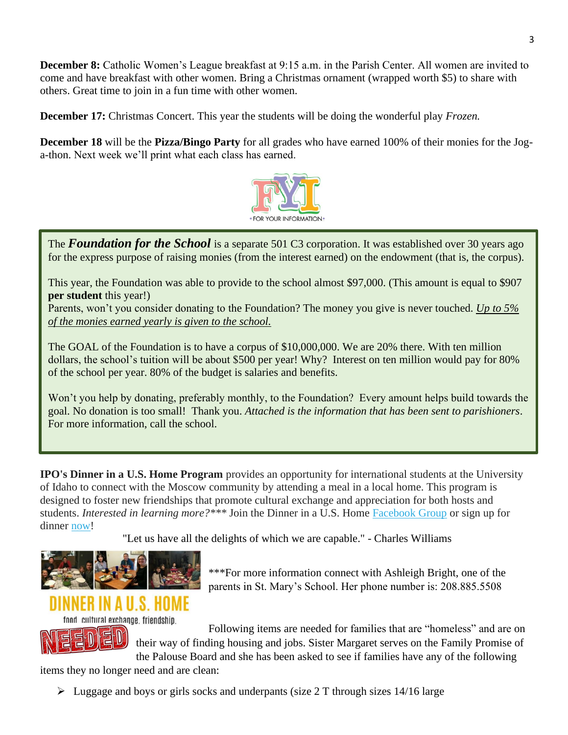**December 8:** Catholic Women's League breakfast at 9:15 a.m. in the Parish Center. All women are invited to come and have breakfast with other women. Bring a Christmas ornament (wrapped worth $5) to share with others. Great time to join in a fun time with other women.

**December 17:** Christmas Concert. This year the students will be doing the wonderful play *Frozen.*

**December 18** will be the **Pizza/Bingo Party** for all grades who have earned 100% of their monies for the Jog-a-thon. Next week we'll print what each class has earned.

FYI
FOR YOUR INFORMATION

The ***Foundation for the School*** is a separate 501 C3 corporation. It was established over 30 years ago for the express purpose of raising monies (from the interest earned) on the endowment (that is, the corpus).

This year, the Foundation was able to provide to the school almost $97,000. (This amount is equal to $907 **per student** this year!)
Parents, won't you consider donating to the Foundation? The money you give is never touched. *Up to 5% of the monies earned yearly is given to the school.*

The GOAL of the Foundation is to have a corpus of $10,000,000. We are 20% there. With ten million dollars, the school's tuition will be about $500 per year! Why? Interest on ten million would pay for 80% of the school per year. 80% of the budget is salaries and benefits.

Won't you help by donating, preferably monthly, to the Foundation? Every amount helps build towards the goal. No donation is too small! Thank you. *Attached is the information that has been sent to parishioners*. For more information, call the school.

**IPO's Dinner in a U.S. Home Program** provides an opportunity for international students at the University of Idaho to connect with the Moscow community by attending a meal in a local home. This program is designed to foster new friendships that promote cultural exchange and appreciation for both hosts and students. *Interested in learning more?**** Join the Dinner in a U.S. Home Facebook Group or sign up for dinner now!

"Let us have all the delights of which we are capable." - Charles Williams

DINNER IN A U.S. HOME
food. cultural exchange. friendship.

***For more information connect with Ashleigh Bright, one of the parents in St. Mary's School. Her phone number is: 208.885.5508

NEEDED

Following items are needed for families that are "homeless" and are on their way of finding housing and jobs. Sister Margaret serves on the Family Promise of the Palouse Board and she has been asked to see if families have any of the following items they no longer need and are clean:

- Luggage and boys or girls socks and underpants (size 2 T through sizes 14/16 large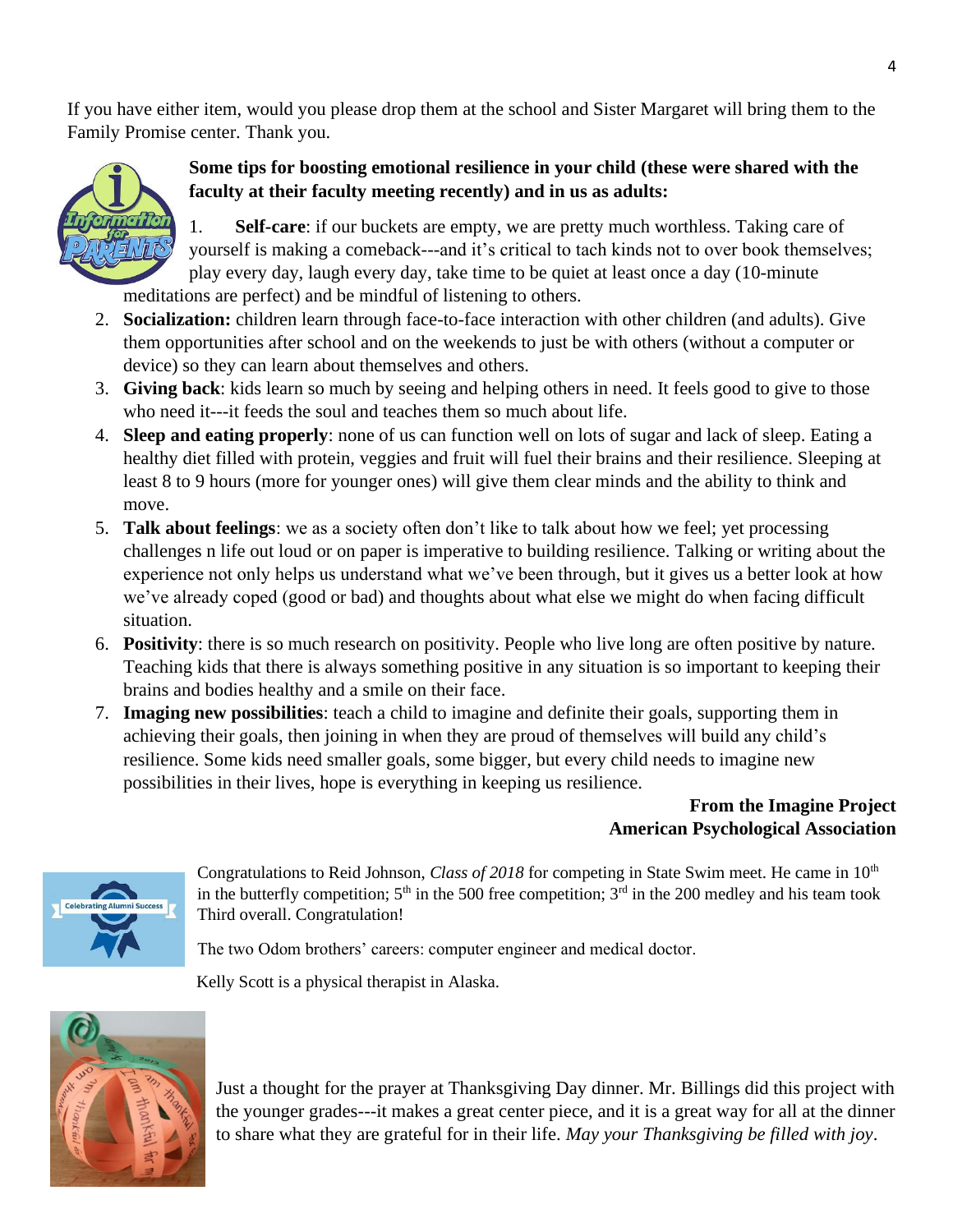If you have either item, would you please drop them at the school and Sister Margaret will bring them to the Family Promise center. Thank you.

**Some tips for boosting emotional resilience in your child (these were shared with the faculty at their faculty meeting recently) and in us as adults:**

1. **Self-care**: if our buckets are empty, we are pretty much worthless. Taking care of yourself is making a comeback---and it's critical to tach kinds not to over book themselves; play every day, laugh every day, take time to be quiet at least once a day (10-minute meditations are perfect) and be mindful of listening to others.
2. **Socialization:** children learn through face-to-face interaction with other children (and adults). Give them opportunities after school and on the weekends to just be with others (without a computer or device) so they can learn about themselves and others.
3. **Giving back**: kids learn so much by seeing and helping others in need. It feels good to give to those who need it---it feeds the soul and teaches them so much about life.
4. **Sleep and eating properly**: none of us can function well on lots of sugar and lack of sleep. Eating a healthy diet filled with protein, veggies and fruit will fuel their brains and their resilience. Sleeping at least 8 to 9 hours (more for younger ones) will give them clear minds and the ability to think and move.
5. **Talk about feelings**: we as a society often don't like to talk about how we feel; yet processing challenges n life out loud or on paper is imperative to building resilience. Talking or writing about the experience not only helps us understand what we've been through, but it gives us a better look at how we've already coped (good or bad) and thoughts about what else we might do when facing difficult situation.
6. **Positivity**: there is so much research on positivity. People who live long are often positive by nature. Teaching kids that there is always something positive in any situation is so important to keeping their brains and bodies healthy and a smile on their face.
7. **Imaging new possibilities**: teach a child to imagine and definite their goals, supporting them in achieving their goals, then joining in when they are proud of themselves will build any child's resilience. Some kids need smaller goals, some bigger, but every child needs to imagine new possibilities in their lives, hope is everything in keeping us resilience.

**From the Imagine Project**
**American Psychological Association**

Congratulations to Reid Johnson, *Class of 2018* for competing in State Swim meet. He came in 10th in the butterfly competition; 5th in the 500 free competition; 3rd in the 200 medley and his team took Third overall. Congratulation!

The two Odom brothers' careers: computer engineer and medical doctor.

Kelly Scott is a physical therapist in Alaska.

Just a thought for the prayer at Thanksgiving Day dinner. Mr. Billings did this project with the younger grades---it makes a great center piece, and it is a great way for all at the dinner to share what they are grateful for in their life. *May your Thanksgiving be filled with joy*.